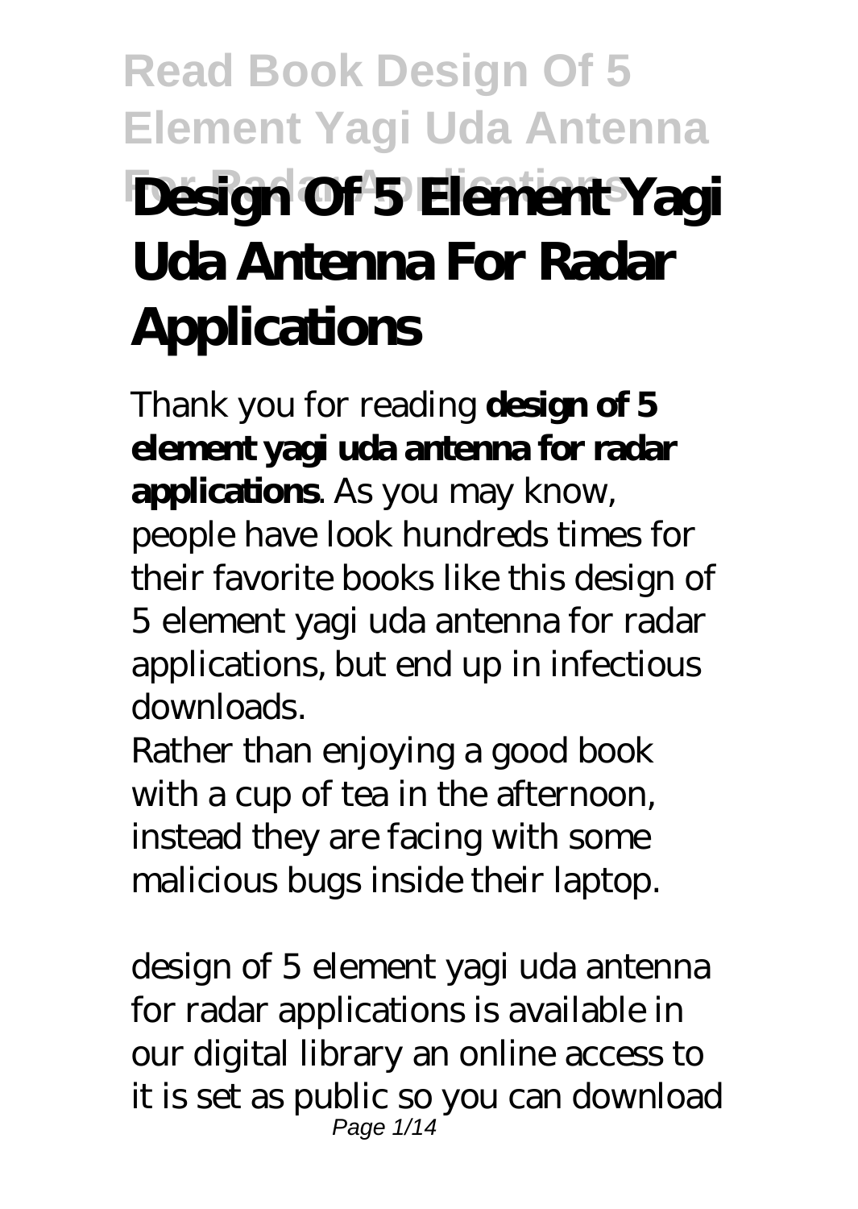# Read Book Design Of 5 Element Yagi Uda Antenna For Radar Applications

# Design Of 5 Element Yagi Uda Antenna For Radar Applications

Thank you for reading **design of 5 element yagi uda antenna for radar applications**. As you may know, people have look hundreds times for their favorite books like this design of 5 element yagi uda antenna for radar applications, but end up in infectious downloads.

Rather than enjoying a good book with a cup of tea in the afternoon, instead they are facing with some malicious bugs inside their laptop.

design of 5 element yagi uda antenna for radar applications is available in our digital library an online access to it is set as public so you can download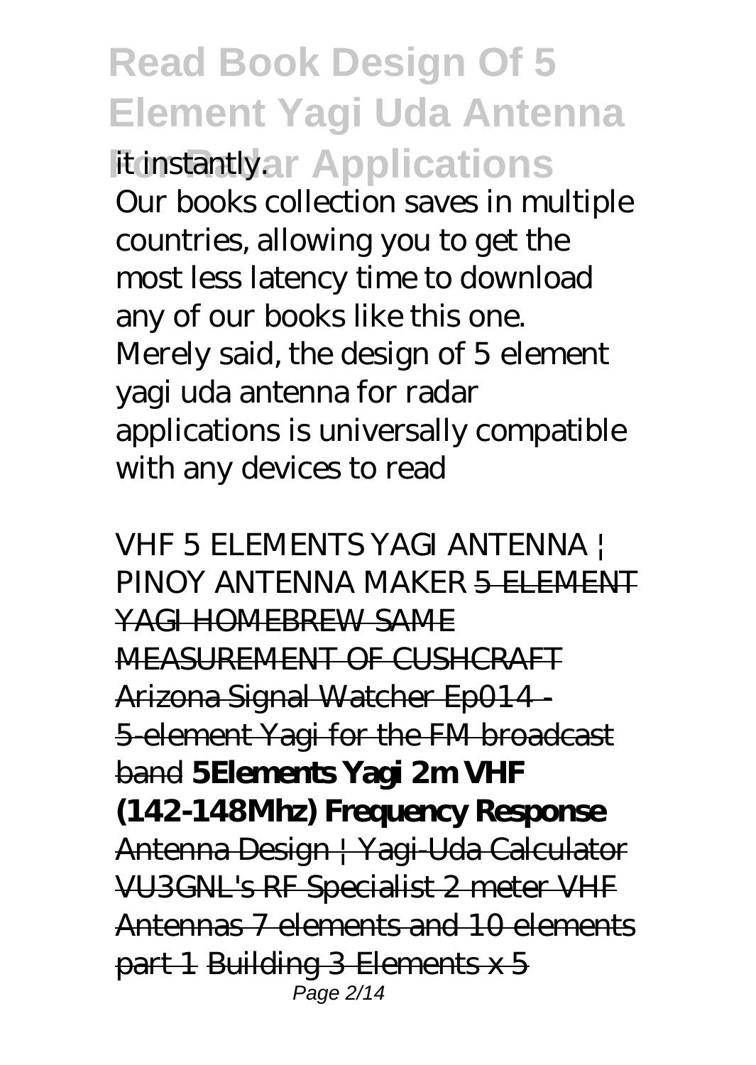it instantly.

Our books collection saves in multiple countries, allowing you to get the most less latency time to download any of our books like this one. Merely said, the design of 5 element yagi uda antenna for radar applications is universally compatible with any devices to read

*VHF 5 ELEMENTS YAGI ANTENNA | PINOY ANTENNA MAKER* ~~5 ELEMENT YAGI HOMEBREW SAME MEASUREMENT OF CUSHCRAFT~~ ~~Arizona Signal Watcher Ep014 - 5-element Yagi for the FM broadcast band~~ ~~**5Elements Yagi 2m VHF (142-148Mhz) Frequency Response**~~ ~~Antenna Design | Yagi-Uda Calculator~~ ~~VU3GNL's RF Specialist 2 meter VHF Antennas 7 elements and 10 elements part 1~~ ~~Building 3 Elements x 5~~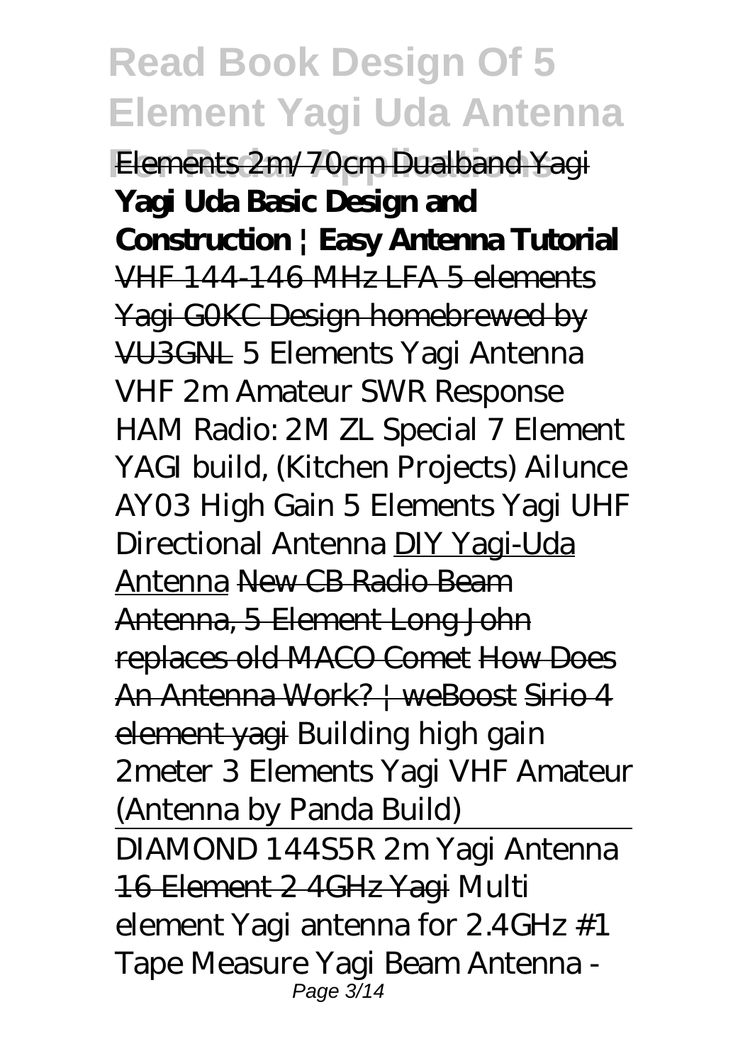Elements 2m/70cm Dualband Yagi **Yagi Uda Basic Design and Construction | Easy Antenna Tutorial** VHF 144-146 MHz LFA 5 elements Yagi G0KC Design homebrewed by VU3GNL *5 Elements Yagi Antenna VHF 2m Amateur SWR Response* *HAM Radio: 2M ZL Special 7 Element YAGI build, (Kitchen Projects)* *Ailunce AY03 High Gain 5 Elements Yagi UHF Directional Antenna* DIY Yagi-Uda Antenna New CB Radio Beam Antenna, 5 Element Long John replaces old MACO Comet How Does An Antenna Work? | weBoost Sirio 4 element yagi *Building high gain 2meter 3 Elements Yagi VHF Amateur (Antenna by Panda Build)*

DIAMOND 144S5R 2m Yagi Antenna 16 Element 2 4GHz Yagi *Multi element Yagi antenna for 2.4GHz #1* *Tape Measure Yagi Beam Antenna -*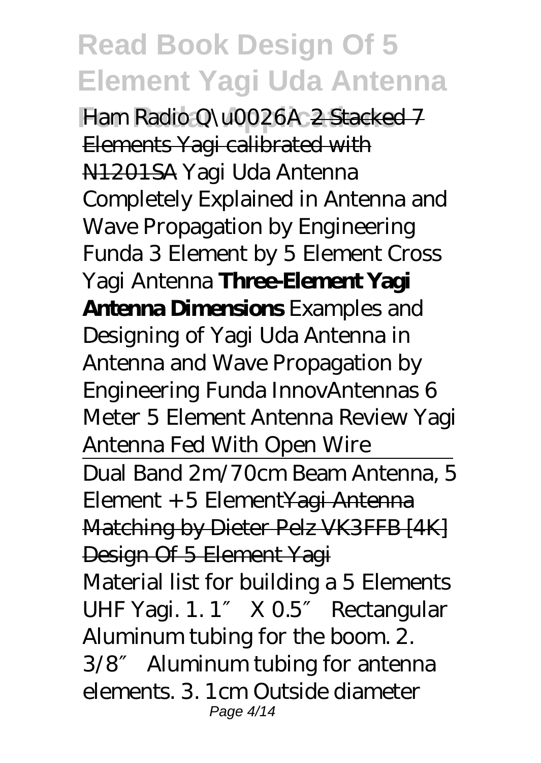Ham Radio Q\u0026A ~~2 Stacked 7 Elements Yagi calibrated with N1201SA~~ *Yagi Uda Antenna Completely Explained in Antenna and Wave Propagation by Engineering Funda 3 Element by 5 Element Cross Yagi Antenna* **Three-Element Yagi Antenna Dimensions** *Examples and Designing of Yagi Uda Antenna in Antenna and Wave Propagation by Engineering Funda InnovAntennas 6 Meter 5 Element Antenna Review Yagi Antenna Fed With Open Wire*

---

Dual Band 2m/70cm Beam Antenna, 5 Element + 5 Element~~Yagi Antenna Matching by Dieter Pelz VK3FFB [4K]~~

~~Design Of 5 Element Yagi~~

Material list for building a 5 Elements UHF Yagi. 1. 1″ X 0.5″ Rectangular Aluminum tubing for the boom. 2. 3/8″ Aluminum tubing for antenna elements. 3. 1cm Outside diameter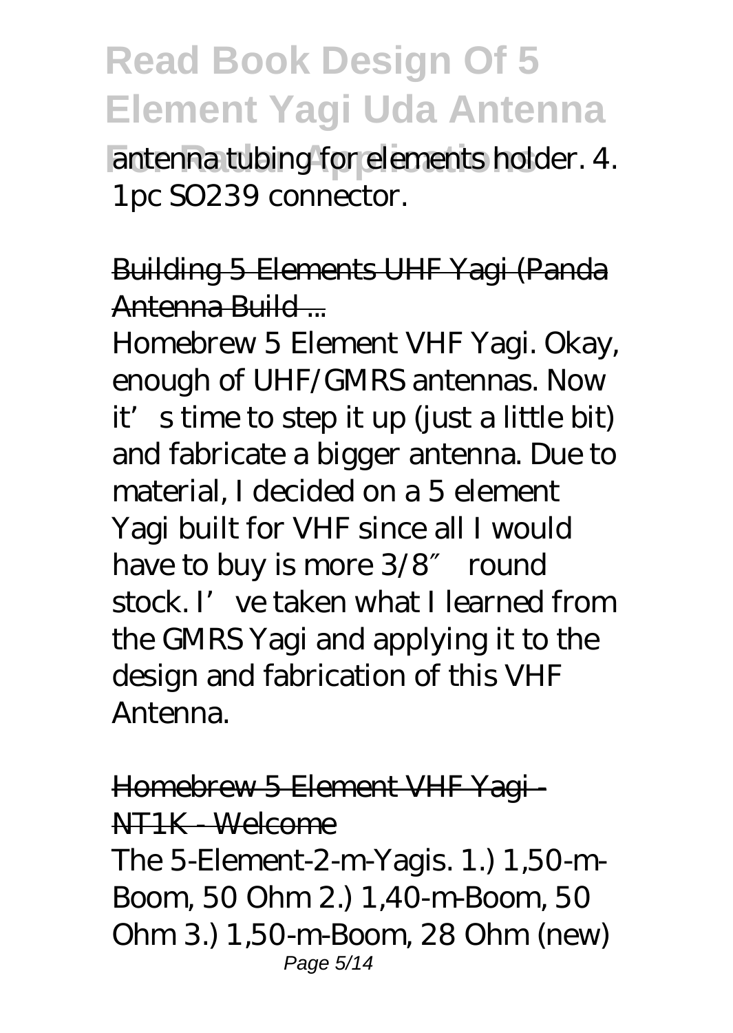antenna tubing for elements holder. 4. 1pc SO239 connector.

## Building 5 Elements UHF Yagi (Panda Antenna Build ...

Homebrew 5 Element VHF Yagi. Okay, enough of UHF/GMRS antennas. Now it's time to step it up (just a little bit) and fabricate a bigger antenna. Due to material, I decided on a 5 element Yagi built for VHF since all I would have to buy is more 3/8″ round stock. I've taken what I learned from the GMRS Yagi and applying it to the design and fabrication of this VHF Antenna.

## Homebrew 5 Element VHF Yagi - NT1K - Welcome

The 5-Element-2-m-Yagis. 1.) 1,50-m-Boom, 50 Ohm 2.) 1,40-m-Boom, 50 Ohm 3.) 1,50-m-Boom, 28 Ohm (new)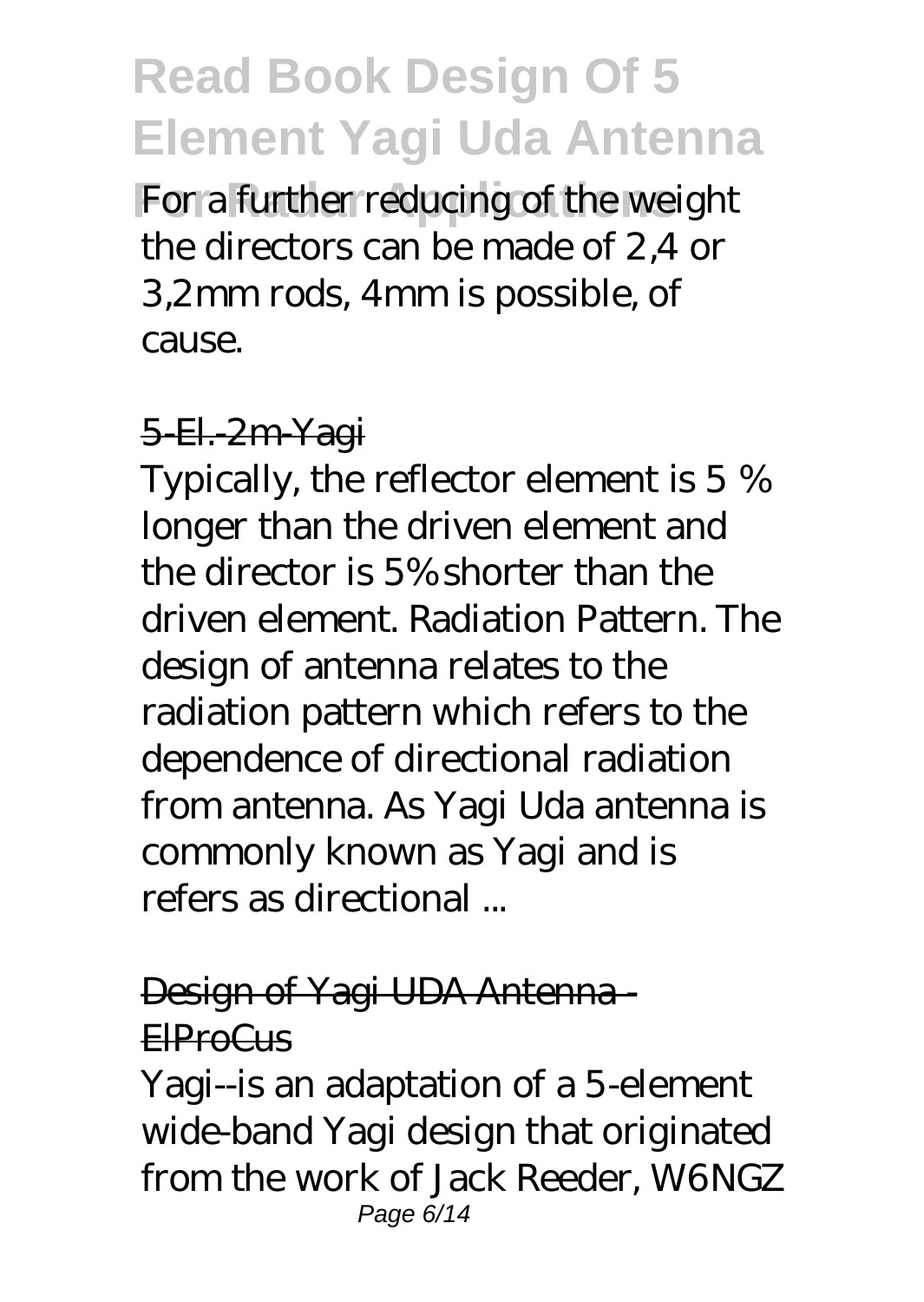For a further reducing of the weight the directors can be made of 2,4 or 3,2mm rods, 4mm is possible, of cause.

### 5-El.-2m-Yagi

Typically, the reflector element is 5 % longer than the driven element and the director is 5% shorter than the driven element. Radiation Pattern. The design of antenna relates to the radiation pattern which refers to the dependence of directional radiation from antenna. As Yagi Uda antenna is commonly known as Yagi and is refers as directional ...

### Design of Yagi UDA Antenna - ElProCus

Yagi--is an adaptation of a 5-element wide-band Yagi design that originated from the work of Jack Reeder, W6NGZ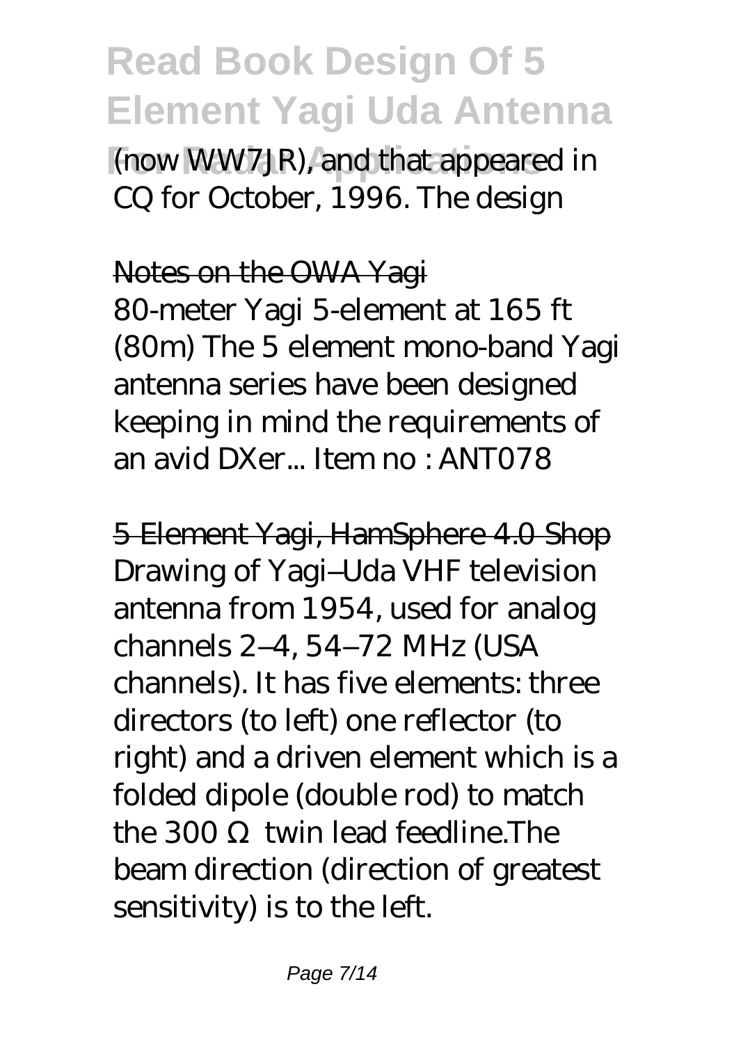(now WW7JR), and that appeared in CQ for October, 1996. The design

Notes on the OWA Yagi

80-meter Yagi 5-element at 165 ft (80m) The 5 element mono-band Yagi antenna series have been designed keeping in mind the requirements of an avid DXer... Item no : ANT078

5 Element Yagi, HamSphere 4.0 Shop

Drawing of Yagi–Uda VHF television antenna from 1954, used for analog channels 2–4, 54–72 MHz (USA channels). It has five elements: three directors (to left) one reflector (to right) and a driven element which is a folded dipole (double rod) to match the 300 Ω twin lead feedline.The beam direction (direction of greatest sensitivity) is to the left.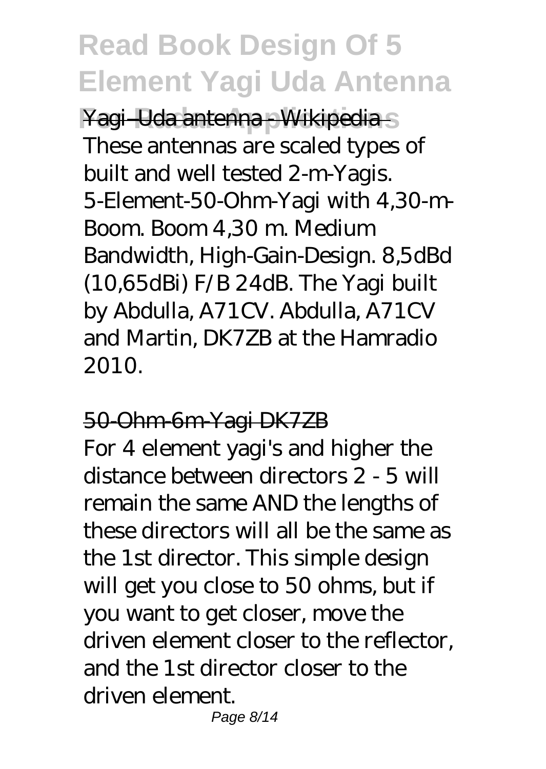Yagi–Uda antenna - Wikipedia

These antennas are scaled types of built and well tested 2-m-Yagis. 5-Element-50-Ohm-Yagi with 4,30-m-Boom. Boom 4,30 m. Medium Bandwidth, High-Gain-Design. 8,5dBd (10,65dBi) F/B 24dB. The Yagi built by Abdulla, A71CV. Abdulla, A71CV and Martin, DK7ZB at the Hamradio 2010.

50-Ohm-6m-Yagi DK7ZB

For 4 element yagi's and higher the distance between directors 2 - 5 will remain the same AND the lengths of these directors will all be the same as the 1st director. This simple design will get you close to 50 ohms, but if you want to get closer, move the driven element closer to the reflector, and the 1st director closer to the driven element.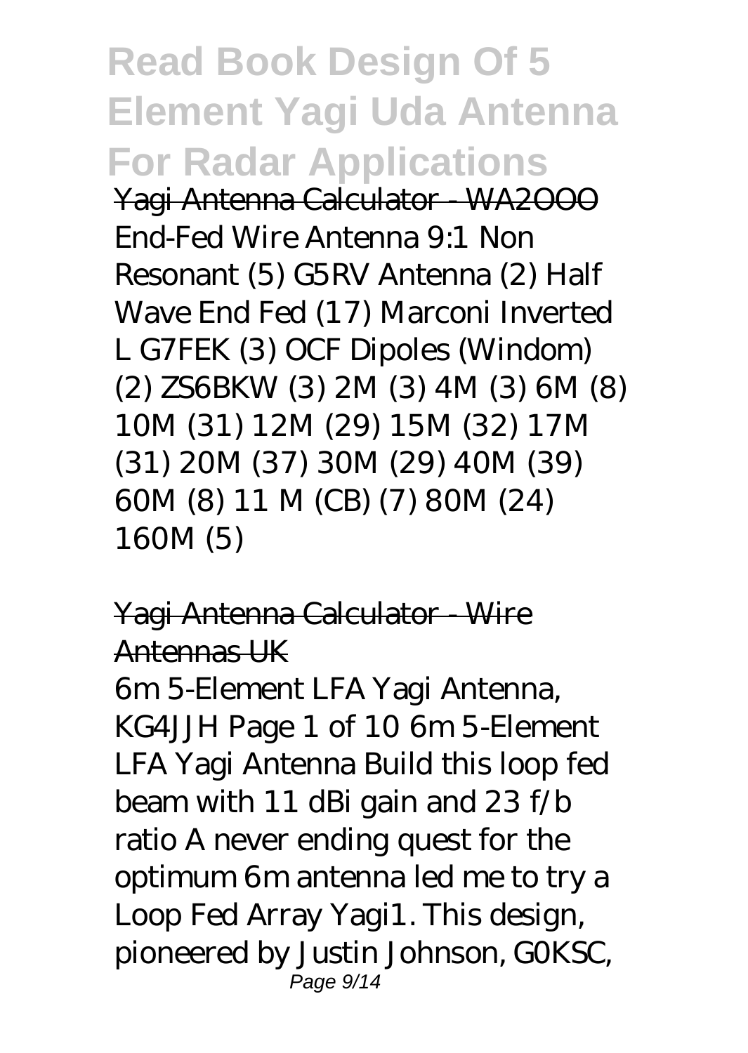Yagi Antenna Calculator - WA2OOO

End-Fed Wire Antenna 9:1 Non Resonant (5) G5RV Antenna (2) Half Wave End Fed (17) Marconi Inverted L G7FEK (3) OCF Dipoles (Windom) (2) ZS6BKW (3) 2M (3) 4M (3) 6M (8) 10M (31) 12M (29) 15M (32) 17M (31) 20M (37) 30M (29) 40M (39) 60M (8) 11 M (CB) (7) 80M (24) 160M (5)

Yagi Antenna Calculator - Wire Antennas UK

6m 5-Element LFA Yagi Antenna, KG4JJH Page 1 of 10 6m 5-Element LFA Yagi Antenna Build this loop fed beam with 11 dBi gain and 23 f/b ratio A never ending quest for the optimum 6m antenna led me to try a Loop Fed Array Yagi1. This design, pioneered by Justin Johnson, G0KSC,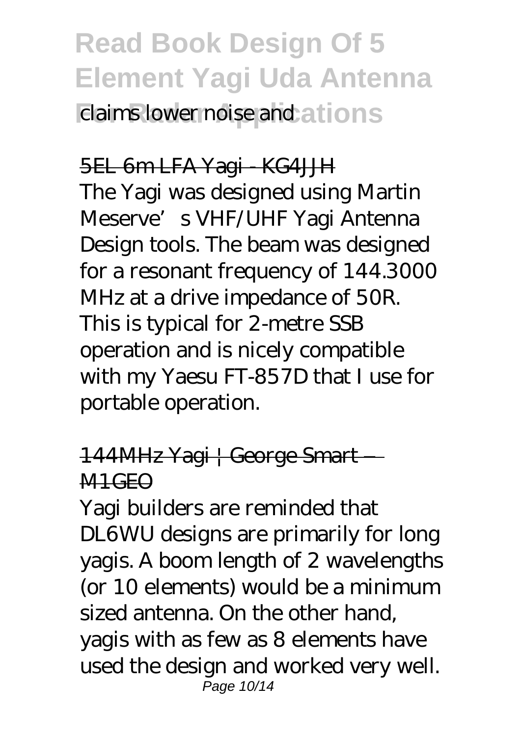claims lower noise and

5EL 6m LFA Yagi - KG4JJH

The Yagi was designed using Martin Meserve's VHF/UHF Yagi Antenna Design tools. The beam was designed for a resonant frequency of 144.3000 MHz at a drive impedance of 50R. This is typical for 2-metre SSB operation and is nicely compatible with my Yaesu FT-857D that I use for portable operation.

144MHz Yagi | George Smart – M1GEO

Yagi builders are reminded that DL6WU designs are primarily for long yagis. A boom length of 2 wavelengths (or 10 elements) would be a minimum sized antenna. On the other hand, yagis with as few as 8 elements have used the design and worked very well.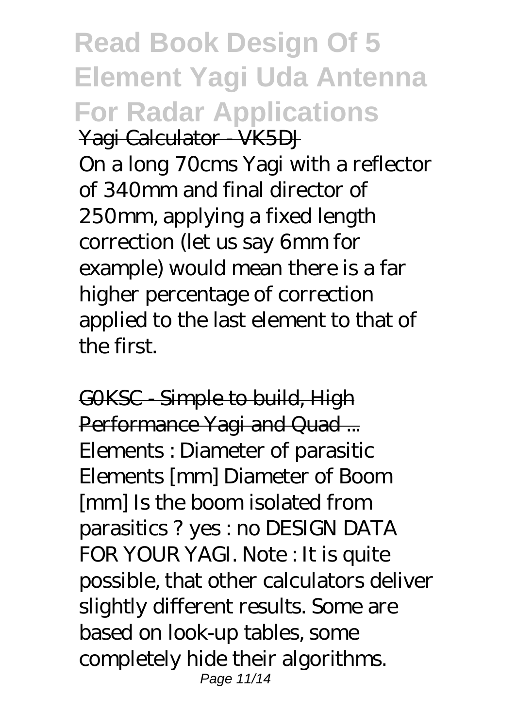Yagi Calculator - VK5DJ

On a long 70cms Yagi with a reflector of 340mm and final director of 250mm, applying a fixed length correction (let us say 6mm for example) would mean there is a far higher percentage of correction applied to the last element to that of the first.

G0KSC - Simple to build, High Performance Yagi and Quad ...

Elements : Diameter of parasitic Elements [mm] Diameter of Boom [mm] Is the boom isolated from parasitics ? yes : no DESIGN DATA FOR YOUR YAGI. Note : It is quite possible, that other calculators deliver slightly different results. Some are based on look-up tables, some completely hide their algorithms.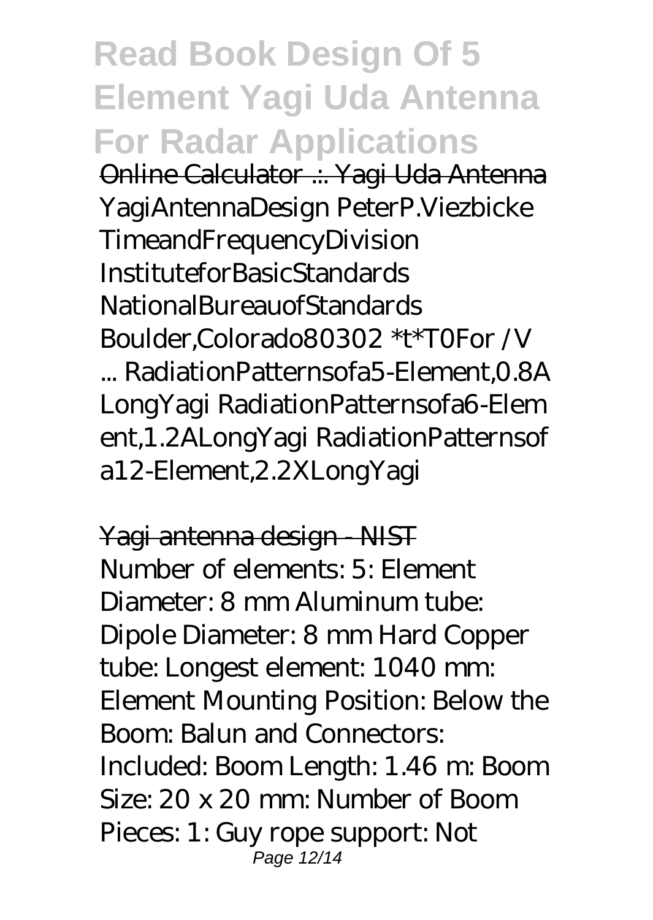Online Calculator .:. Yagi Uda Antenna

YagiAntennaDesign PeterP.Viezbicke TimeandFrequencyDivision InstituteforBasicStandards NationalBureauofStandards Boulder,Colorado80302 *t*T0For /V ... RadiationPatternsofa5-Element,0.8A LongYagi RadiationPatternsofa6-Element,1.2ALongYagi RadiationPatternsofa12-Element,2.2XLongYagi

Yagi antenna design - NIST

Number of elements: 5: Element Diameter: 8 mm Aluminum tube: Dipole Diameter: 8 mm Hard Copper tube: Longest element: 1040 mm: Element Mounting Position: Below the Boom: Balun and Connectors: Included: Boom Length: 1.46 m: Boom Size: 20 x 20 mm: Number of Boom Pieces: 1: Guy rope support: Not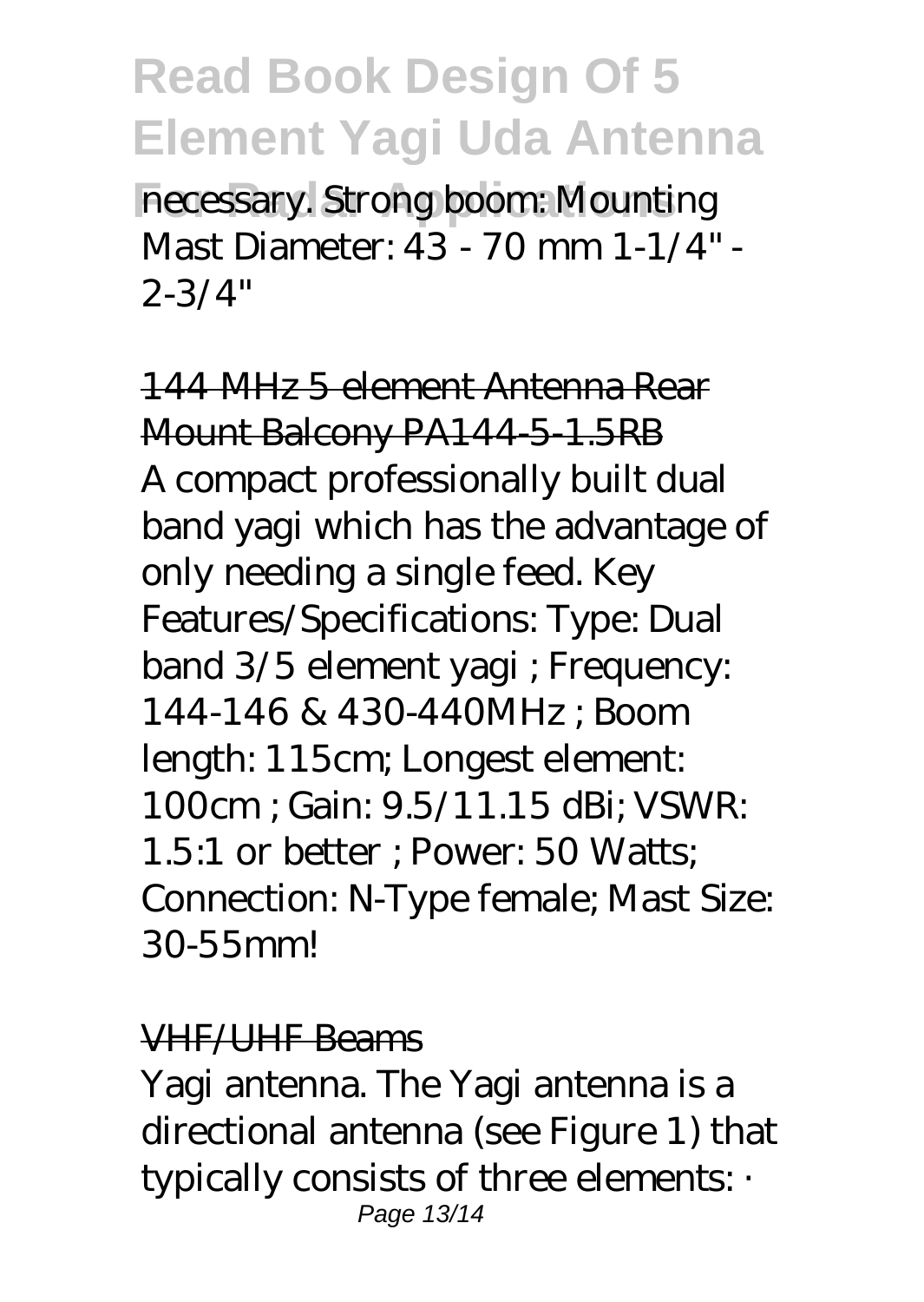necessary. Strong boom: Mounting Mast Diameter: 43 - 70 mm 1-1/4" - 2-3/4"

## 144 MHz 5 element Antenna Rear Mount Balcony PA144-5-1.5RB

A compact professionally built dual band yagi which has the advantage of only needing a single feed. Key Features/Specifications: Type: Dual band 3/5 element yagi ; Frequency: 144-146 & 430-440MHz ; Boom length: 115cm; Longest element: 100cm ; Gain: 9.5/11.15 dBi; VSWR: 1.5:1 or better ; Power: 50 Watts; Connection: N-Type female; Mast Size: 30-55mm!

## VHF/UHF Beams

Yagi antenna. The Yagi antenna is a directional antenna (see Figure 1) that typically consists of three elements: ·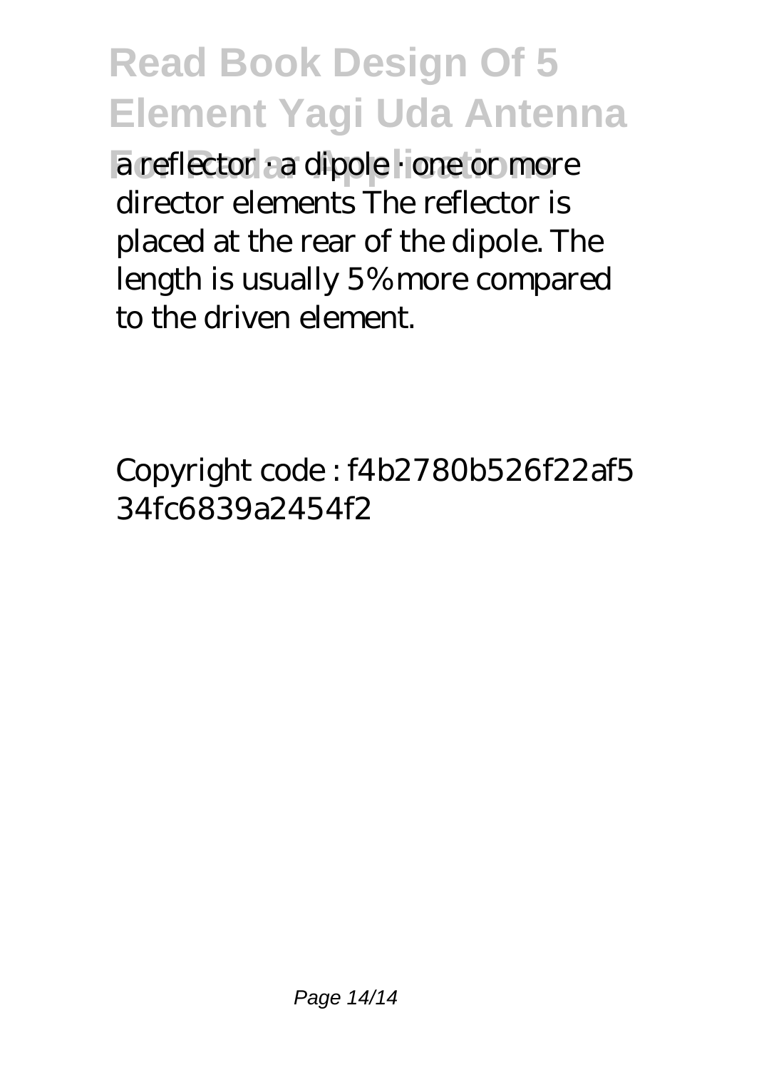a reflector · a dipole · one or more director elements The reflector is placed at the rear of the dipole. The length is usually 5% more compared to the driven element.

Copyright code : f4b2780b526f22af534fc6839a2454f2